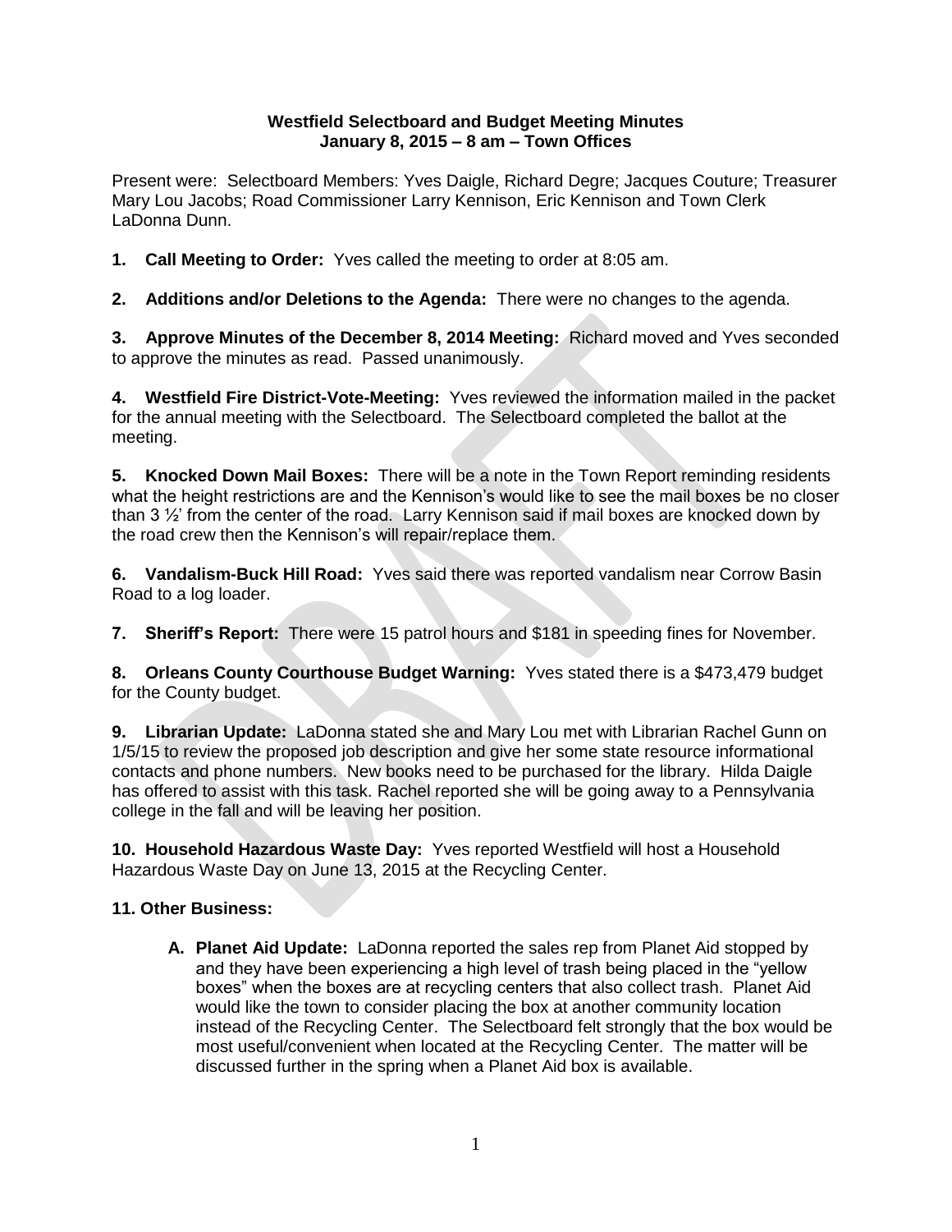**Westfield Selectboard and Budget Meeting Minutes**
**January 8, 2015 – 8 am – Town Offices**

Present were: Selectboard Members: Yves Daigle, Richard Degre; Jacques Couture; Treasurer Mary Lou Jacobs; Road Commissioner Larry Kennison, Eric Kennison and Town Clerk LaDonna Dunn.

**1. Call Meeting to Order:** Yves called the meeting to order at 8:05 am.

**2. Additions and/or Deletions to the Agenda:** There were no changes to the agenda.

**3. Approve Minutes of the December 8, 2014 Meeting:** Richard moved and Yves seconded to approve the minutes as read. Passed unanimously.

**4. Westfield Fire District-Vote-Meeting:** Yves reviewed the information mailed in the packet for the annual meeting with the Selectboard. The Selectboard completed the ballot at the meeting.

**5. Knocked Down Mail Boxes:** There will be a note in the Town Report reminding residents what the height restrictions are and the Kennison's would like to see the mail boxes be no closer than 3 ½' from the center of the road. Larry Kennison said if mail boxes are knocked down by the road crew then the Kennison's will repair/replace them.

**6. Vandalism-Buck Hill Road:** Yves said there was reported vandalism near Corrow Basin Road to a log loader.

**7. Sheriff's Report:** There were 15 patrol hours and $181 in speeding fines for November.

**8. Orleans County Courthouse Budget Warning:** Yves stated there is a $473,479 budget for the County budget.

**9. Librarian Update:** LaDonna stated she and Mary Lou met with Librarian Rachel Gunn on 1/5/15 to review the proposed job description and give her some state resource informational contacts and phone numbers. New books need to be purchased for the library. Hilda Daigle has offered to assist with this task. Rachel reported she will be going away to a Pennsylvania college in the fall and will be leaving her position.

**10. Household Hazardous Waste Day:** Yves reported Westfield will host a Household Hazardous Waste Day on June 13, 2015 at the Recycling Center.

**11. Other Business:**

A. **Planet Aid Update:** LaDonna reported the sales rep from Planet Aid stopped by and they have been experiencing a high level of trash being placed in the "yellow boxes" when the boxes are at recycling centers that also collect trash. Planet Aid would like the town to consider placing the box at another community location instead of the Recycling Center. The Selectboard felt strongly that the box would be most useful/convenient when located at the Recycling Center. The matter will be discussed further in the spring when a Planet Aid box is available.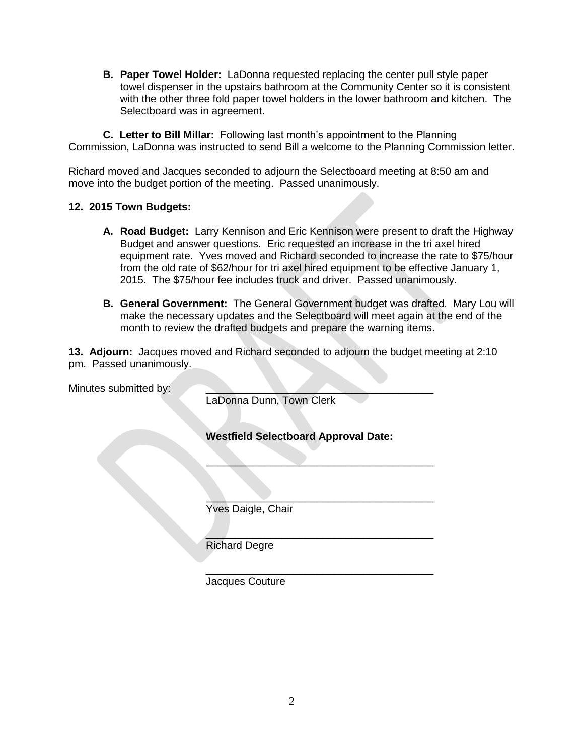**B. Paper Towel Holder:** LaDonna requested replacing the center pull style paper towel dispenser in the upstairs bathroom at the Community Center so it is consistent with the other three fold paper towel holders in the lower bathroom and kitchen. The Selectboard was in agreement.

**C. Letter to Bill Millar:** Following last month's appointment to the Planning Commission, LaDonna was instructed to send Bill a welcome to the Planning Commission letter.

Richard moved and Jacques seconded to adjourn the Selectboard meeting at 8:50 am and move into the budget portion of the meeting. Passed unanimously.

**12. 2015 Town Budgets:**

**A. Road Budget:** Larry Kennison and Eric Kennison were present to draft the Highway Budget and answer questions. Eric requested an increase in the tri axel hired equipment rate. Yves moved and Richard seconded to increase the rate to $75/hour from the old rate of $62/hour for tri axel hired equipment to be effective January 1, 2015. The $75/hour fee includes truck and driver. Passed unanimously.

**B. General Government:** The General Government budget was drafted. Mary Lou will make the necessary updates and the Selectboard will meet again at the end of the month to review the drafted budgets and prepare the warning items.

**13. Adjourn:** Jacques moved and Richard seconded to adjourn the budget meeting at 2:10 pm. Passed unanimously.

Minutes submitted by: \_\_\_\_\_\_\_\_\_\_\_\_\_\_\_\_\_\_\_\_\_\_\_\_\_\_\_\_\_\_\_\_\_\_\_\_\_\_\_\_
LaDonna Dunn, Town Clerk

**Westfield Selectboard Approval Date:**

\_\_\_\_\_\_\_\_\_\_\_\_\_\_\_\_\_\_\_\_\_\_\_\_\_\_\_\_\_\_\_\_\_\_\_\_\_\_\_\_

\_\_\_\_\_\_\_\_\_\_\_\_\_\_\_\_\_\_\_\_\_\_\_\_\_\_\_\_\_\_\_\_\_\_\_\_\_\_\_\_
Yves Daigle, Chair

\_\_\_\_\_\_\_\_\_\_\_\_\_\_\_\_\_\_\_\_\_\_\_\_\_\_\_\_\_\_\_\_\_\_\_\_\_\_\_\_
Richard Degre

\_\_\_\_\_\_\_\_\_\_\_\_\_\_\_\_\_\_\_\_\_\_\_\_\_\_\_\_\_\_\_\_\_\_\_\_\_\_\_\_
Jacques Couture